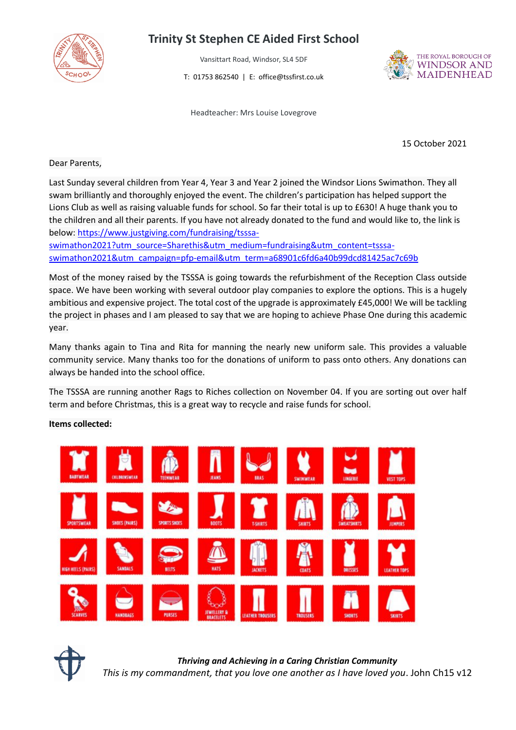# Trinity St Stephen CE Aided First School

Vansittart Road, Windsor, SL4 5DF

T: 01753 862540 | E: office@tssfirst.co.uk

Headteacher: Mrs Louise Lovegrove

15 October 2021

Dear Parents,

Last Sunday several children from Year 4, Year 3 and Year 2 joined the Windsor Lions Swimathon. They all swam brilliantly and thoroughly enjoyed the event. The children's participation has helped support the Lions Club as well as raising valuable funds for school. So far their total is up to £630! A huge thank you to the children and all their parents. If you have not already donated to the fund and would like to, the link is below: https://www.justgiving.com/fundraising/tsssa-swimathon2021?utm_source=Sharethis&utm_medium=fundraising&utm_content=tsssa-swimathon2021&utm_campaign=pfp-email&utm_term=a68901c6fd6a40b99dcd81425ac7c69b

Most of the money raised by the TSSSA is going towards the refurbishment of the Reception Class outside space. We have been working with several outdoor play companies to explore the options. This is a hugely ambitious and expensive project. The total cost of the upgrade is approximately £45,000! We will be tackling the project in phases and I am pleased to say that we are hoping to achieve Phase One during this academic year.

Many thanks again to Tina and Rita for manning the nearly new uniform sale. This provides a valuable community service. Many thanks too for the donations of uniform to pass onto others. Any donations can always be handed into the school office.

The TSSSA are running another Rags to Riches collection on November 04. If you are sorting out over half term and before Christmas, this is a great way to recycle and raise funds for school.

**Items collected:**

Babywear, Childrenswear, Teenwear, Jeans, Bras, Swimwear, Lingerie, Vest Tops, Sportswear, Shoes (Pairs), Sports Shoes, Boots, T-Shirts, Shirts, Sweatshirts, Jumpers, High Heels (Pairs), Sandals, Belts, Hats, Jackets, Coats, Dresses, Leather Tops, Scarves, Handbags, Purses, Jewellery & Bracelets, Leather Trousers, Trousers, Shorts, Skirts

***Thriving and Achieving in a Caring Christian Community***

*This is my commandment, that you love one another as I have loved you*. John Ch15 v12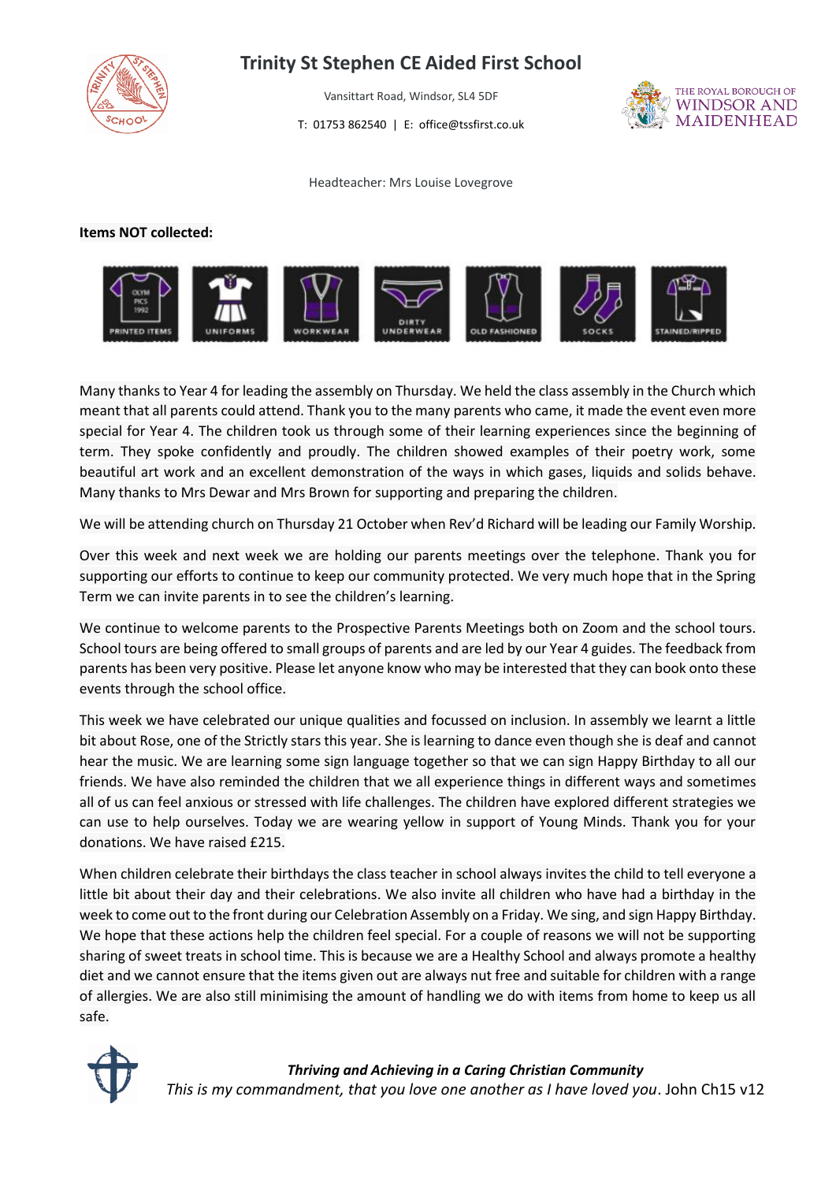# Trinity St Stephen CE Aided First School

Vansittart Road, Windsor, SL4 5DF

T: 01753 862540 | E: office@tssfirst.co.uk

Headteacher: Mrs Louise Lovegrove

**Items NOT collected:**

PRINTED ITEMS | UNIFORMS | WORKWEAR | DIRTY UNDERWEAR | OLD FASHIONED | SOCKS | STAINED/RIPPED

Many thanks to Year 4 for leading the assembly on Thursday. We held the class assembly in the Church which meant that all parents could attend. Thank you to the many parents who came, it made the event even more special for Year 4. The children took us through some of their learning experiences since the beginning of term. They spoke confidently and proudly. The children showed examples of their poetry work, some beautiful art work and an excellent demonstration of the ways in which gases, liquids and solids behave. Many thanks to Mrs Dewar and Mrs Brown for supporting and preparing the children.

We will be attending church on Thursday 21 October when Rev'd Richard will be leading our Family Worship.

Over this week and next week we are holding our parents meetings over the telephone. Thank you for supporting our efforts to continue to keep our community protected. We very much hope that in the Spring Term we can invite parents in to see the children's learning.

We continue to welcome parents to the Prospective Parents Meetings both on Zoom and the school tours. School tours are being offered to small groups of parents and are led by our Year 4 guides. The feedback from parents has been very positive. Please let anyone know who may be interested that they can book onto these events through the school office.

This week we have celebrated our unique qualities and focussed on inclusion. In assembly we learnt a little bit about Rose, one of the Strictly stars this year. She is learning to dance even though she is deaf and cannot hear the music. We are learning some sign language together so that we can sign Happy Birthday to all our friends. We have also reminded the children that we all experience things in different ways and sometimes all of us can feel anxious or stressed with life challenges. The children have explored different strategies we can use to help ourselves. Today we are wearing yellow in support of Young Minds. Thank you for your donations. We have raised £215.

When children celebrate their birthdays the class teacher in school always invites the child to tell everyone a little bit about their day and their celebrations. We also invite all children who have had a birthday in the week to come out to the front during our Celebration Assembly on a Friday. We sing, and sign Happy Birthday. We hope that these actions help the children feel special. For a couple of reasons we will not be supporting sharing of sweet treats in school time. This is because we are a Healthy School and always promote a healthy diet and we cannot ensure that the items given out are always nut free and suitable for children with a range of allergies. We are also still minimising the amount of handling we do with items from home to keep us all safe.

***Thriving and Achieving in a Caring Christian Community***

*This is my commandment, that you love one another as I have loved you*. John Ch15 v12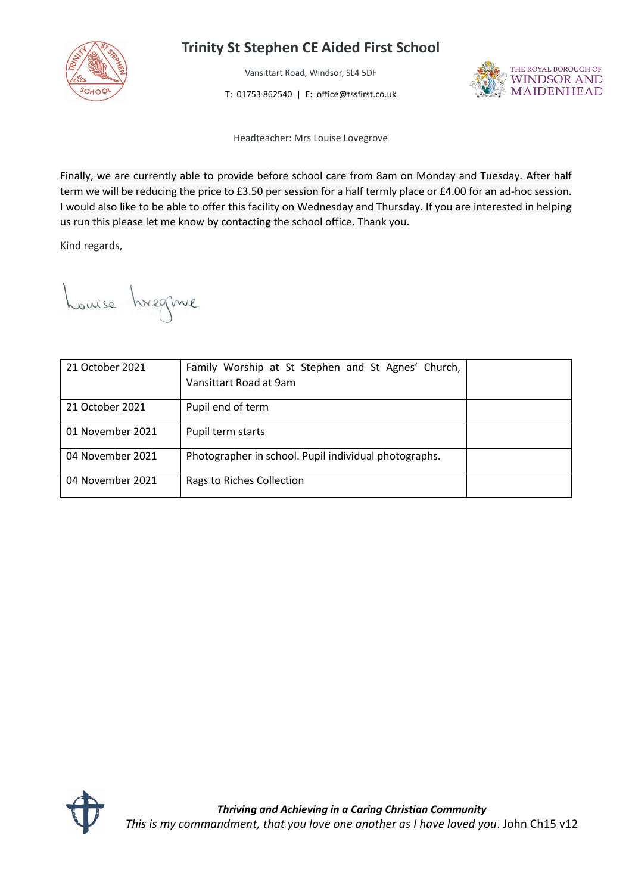# Trinity St Stephen CE Aided First School

Vansittart Road, Windsor, SL4 5DF

T: 01753 862540 | E: office@tssfirst.co.uk

Headteacher: Mrs Louise Lovegrove

Finally, we are currently able to provide before school care from 8am on Monday and Tuesday. After half term we will be reducing the price to £3.50 per session for a half termly place or £4.00 for an ad-hoc session. I would also like to be able to offer this facility on Wednesday and Thursday. If you are interested in helping us run this please let me know by contacting the school office. Thank you.

Kind regards,

Louise Lovegrove

| | | |
|---|---|---|
| 21 October 2021 | Family Worship at St Stephen and St Agnes' Church, Vansittart Road at 9am | |
| 21 October 2021 | Pupil end of term | |
| 01 November 2021 | Pupil term starts | |
| 04 November 2021 | Photographer in school. Pupil individual photographs. | |
| 04 November 2021 | Rags to Riches Collection | |

***Thriving and Achieving in a Caring Christian Community***

*This is my commandment, that you love one another as I have loved you*. John Ch15 v12